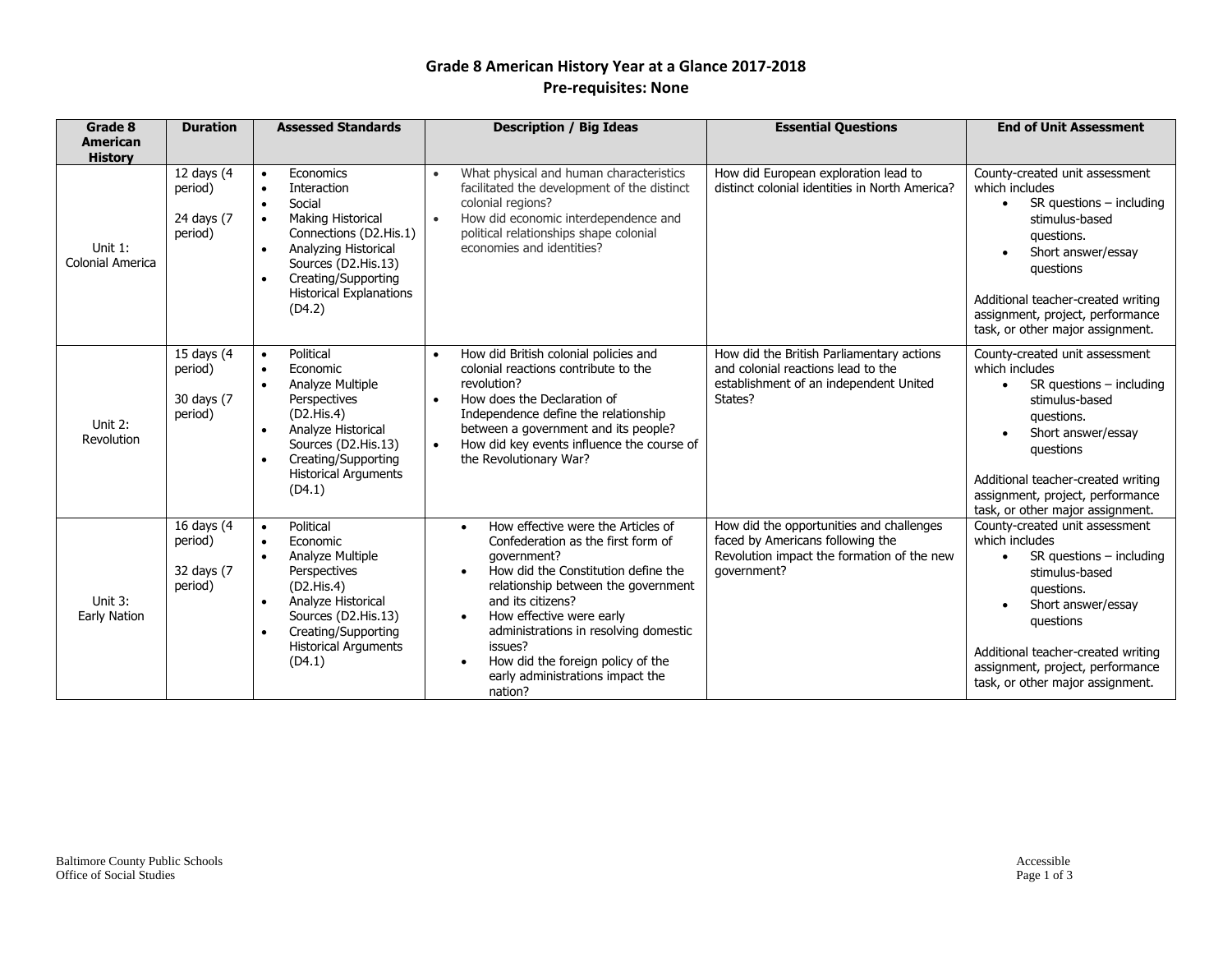# Grade 8 American History Year at a Glance 2017-2018

## Pre-requisites: None

| Grade 8 American History | Duration | Assessed Standards | Description / Big Ideas | Essential Questions | End of Unit Assessment |
|---|---|---|---|---|---|
| Unit 1: Colonial America | 12 days (4 period)<br><br>24 days (7 period) | • Economics<br>• Interaction<br>• Social<br>• Making Historical Connections (D2.His.1)<br>• Analyzing Historical Sources (D2.His.13)<br>• Creating/Supporting Historical Explanations (D4.2) | • What physical and human characteristics facilitated the development of the distinct colonial regions?<br>• How did economic interdependence and political relationships shape colonial economies and identities? | How did European exploration lead to distinct colonial identities in North America? | County-created unit assessment which includes<br>• SR questions – including stimulus-based questions.<br>• Short answer/essay questions<br><br>Additional teacher-created writing assignment, project, performance task, or other major assignment. |
| Unit 2: Revolution | 15 days (4 period)<br><br>30 days (7 period) | • Political<br>• Economic<br>• Analyze Multiple Perspectives (D2.His.4)<br>• Analyze Historical Sources (D2.His.13)<br>• Creating/Supporting Historical Arguments (D4.1) | • How did British colonial policies and colonial reactions contribute to the revolution?<br>• How does the Declaration of Independence define the relationship between a government and its people?<br>• How did key events influence the course of the Revolutionary War? | How did the British Parliamentary actions and colonial reactions lead to the establishment of an independent United States? | County-created unit assessment which includes<br>• SR questions – including stimulus-based questions.<br>• Short answer/essay questions<br><br>Additional teacher-created writing assignment, project, performance task, or other major assignment. |
| Unit 3: Early Nation | 16 days (4 period)<br><br>32 days (7 period) | • Political<br>• Economic<br>• Analyze Multiple Perspectives (D2.His.4)<br>• Analyze Historical Sources (D2.His.13)<br>• Creating/Supporting Historical Arguments (D4.1) | • How effective were the Articles of Confederation as the first form of government?<br>• How did the Constitution define the relationship between the government and its citizens?<br>• How effective were early administrations in resolving domestic issues?<br>• How did the foreign policy of the early administrations impact the nation? | How did the opportunities and challenges faced by Americans following the Revolution impact the formation of the new government? | County-created unit assessment which includes<br>• SR questions – including stimulus-based questions.<br>• Short answer/essay questions<br><br>Additional teacher-created writing assignment, project, performance task, or other major assignment. |

Baltimore County Public Schools
Office of Social Studies

Accessible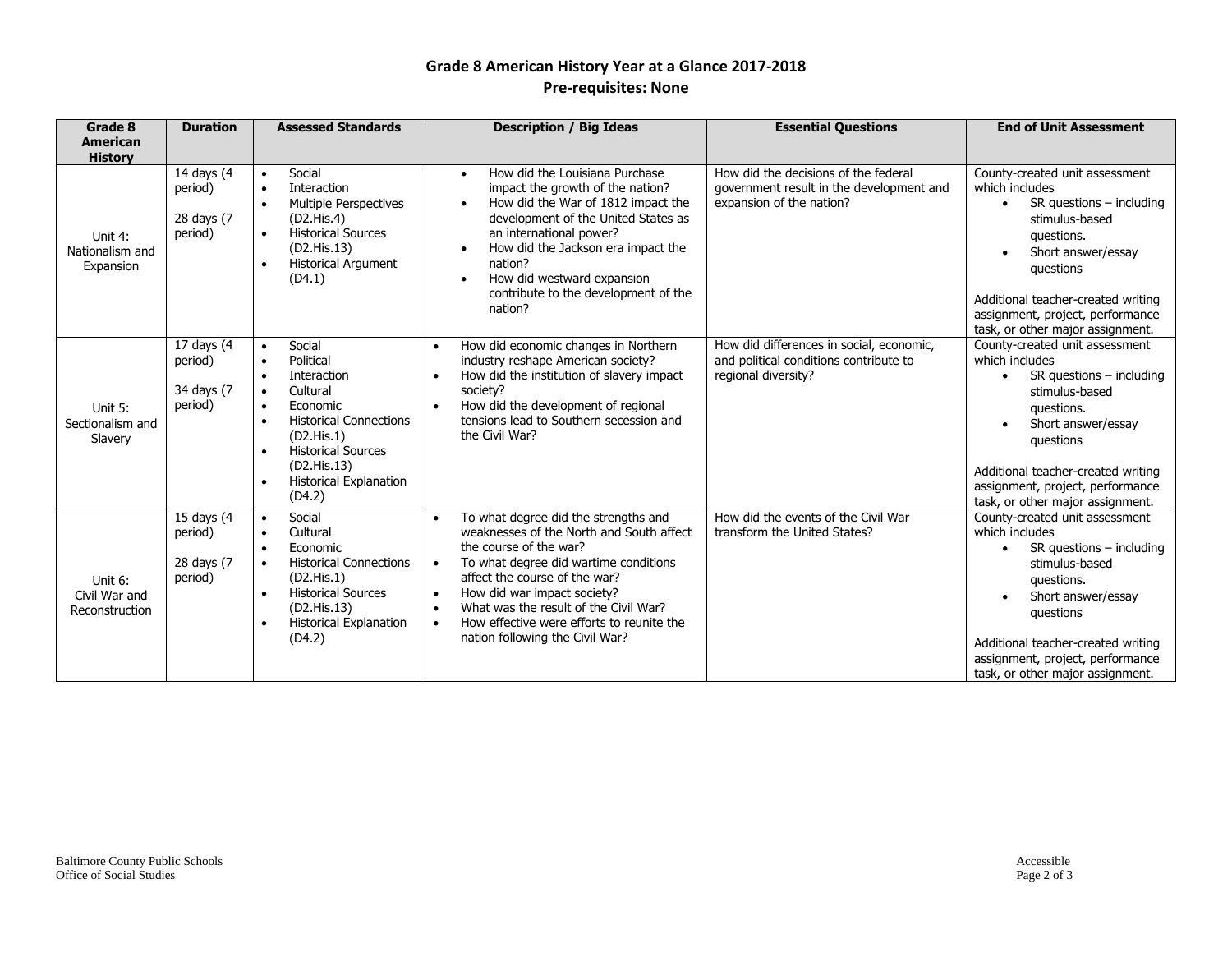# Grade 8 American History Year at a Glance 2017-2018

## Pre-requisites: None

| Grade 8 American History | Duration | Assessed Standards | Description / Big Ideas | Essential Questions | End of Unit Assessment |
|---|---|---|---|---|---|
| Unit 4: Nationalism and Expansion | 14 days (4 period)<br><br>28 days (7 period) | • Social<br>• Interaction<br>• Multiple Perspectives (D2.His.4)<br>• Historical Sources (D2.His.13)<br>• Historical Argument (D4.1) | • How did the Louisiana Purchase impact the growth of the nation?<br>• How did the War of 1812 impact the development of the United States as an international power?<br>• How did the Jackson era impact the nation?<br>• How did westward expansion contribute to the development of the nation? | How did the decisions of the federal government result in the development and expansion of the nation? | County-created unit assessment which includes<br>• SR questions – including stimulus-based questions.<br>• Short answer/essay questions<br><br>Additional teacher-created writing assignment, project, performance task, or other major assignment. |
| Unit 5: Sectionalism and Slavery | 17 days (4 period)<br><br>34 days (7 period) | • Social<br>• Political<br>• Interaction<br>• Cultural<br>• Economic<br>• Historical Connections (D2.His.1)<br>• Historical Sources (D2.His.13)<br>• Historical Explanation (D4.2) | • How did economic changes in Northern industry reshape American society?<br>• How did the institution of slavery impact society?<br>• How did the development of regional tensions lead to Southern secession and the Civil War? | How did differences in social, economic, and political conditions contribute to regional diversity? | County-created unit assessment which includes<br>• SR questions – including stimulus-based questions.<br>• Short answer/essay questions<br><br>Additional teacher-created writing assignment, project, performance task, or other major assignment. |
| Unit 6: Civil War and Reconstruction | 15 days (4 period)<br><br>28 days (7 period) | • Social<br>• Cultural<br>• Economic<br>• Historical Connections (D2.His.1)<br>• Historical Sources (D2.His.13)<br>• Historical Explanation (D4.2) | • To what degree did the strengths and weaknesses of the North and South affect the course of the war?<br>• To what degree did wartime conditions affect the course of the war?<br>• How did war impact society?<br>• What was the result of the Civil War?<br>• How effective were efforts to reunite the nation following the Civil War? | How did the events of the Civil War transform the United States? | County-created unit assessment which includes<br>• SR questions – including stimulus-based questions.<br>• Short answer/essay questions<br><br>Additional teacher-created writing assignment, project, performance task, or other major assignment. |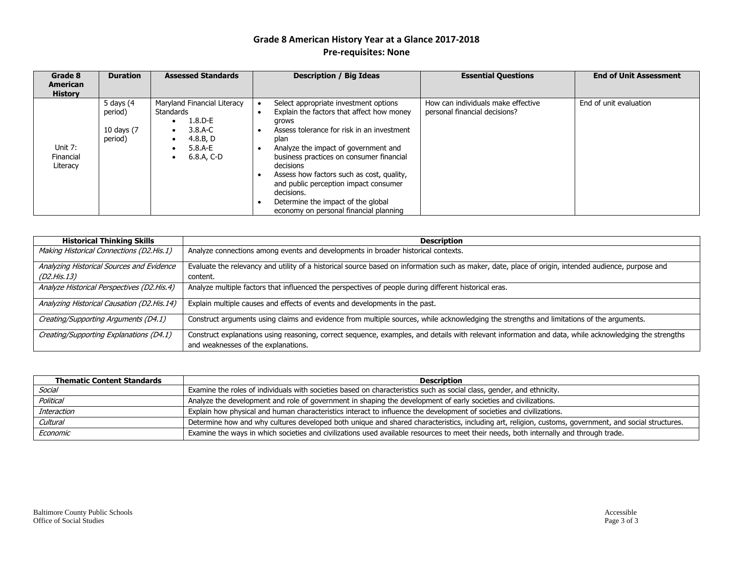# Grade 8 American History Year at a Glance 2017-2018

## Pre-requisites: None

| Grade 8 American History | Duration | Assessed Standards | Description / Big Ideas | Essential Questions | End of Unit Assessment |
|---|---|---|---|---|---|
| Unit 7: Financial Literacy | 5 days (4 period)<br><br>10 days (7 period) | Maryland Financial Literacy Standards<br>• 1.8.D-E<br>• 3.8.A-C<br>• 4.8.B, D<br>• 5.8.A-E<br>• 6.8.A, C-D | • Select appropriate investment options<br>• Explain the factors that affect how money grows<br>• Assess tolerance for risk in an investment plan<br>• Analyze the impact of government and business practices on consumer financial decisions<br>• Assess how factors such as cost, quality, and public perception impact consumer decisions.<br>• Determine the impact of the global economy on personal financial planning | How can individuals make effective personal financial decisions? | End of unit evaluation |

| Historical Thinking Skills | Description |
|---|---|
| *Making Historical Connections (D2.His.1)* | Analyze connections among events and developments in broader historical contexts. |
| *Analyzing Historical Sources and Evidence (D2.His.13)* | Evaluate the relevancy and utility of a historical source based on information such as maker, date, place of origin, intended audience, purpose and content. |
| *Analyze Historical Perspectives (D2.His.4)* | Analyze multiple factors that influenced the perspectives of people during different historical eras. |
| *Analyzing Historical Causation (D2.His.14)* | Explain multiple causes and effects of events and developments in the past. |
| *Creating/Supporting Arguments (D4.1)* | Construct arguments using claims and evidence from multiple sources, while acknowledging the strengths and limitations of the arguments. |
| *Creating/Supporting Explanations (D4.1)* | Construct explanations using reasoning, correct sequence, examples, and details with relevant information and data, while acknowledging the strengths and weaknesses of the explanations. |

| Thematic Content Standards | Description |
|---|---|
| *Social* | Examine the roles of individuals with societies based on characteristics such as social class, gender, and ethnicity. |
| *Political* | Analyze the development and role of government in shaping the development of early societies and civilizations. |
| *Interaction* | Explain how physical and human characteristics interact to influence the development of societies and civilizations. |
| *Cultural* | Determine how and why cultures developed both unique and shared characteristics, including art, religion, customs, government, and social structures. |
| *Economic* | Examine the ways in which societies and civilizations used available resources to meet their needs, both internally and through trade. |